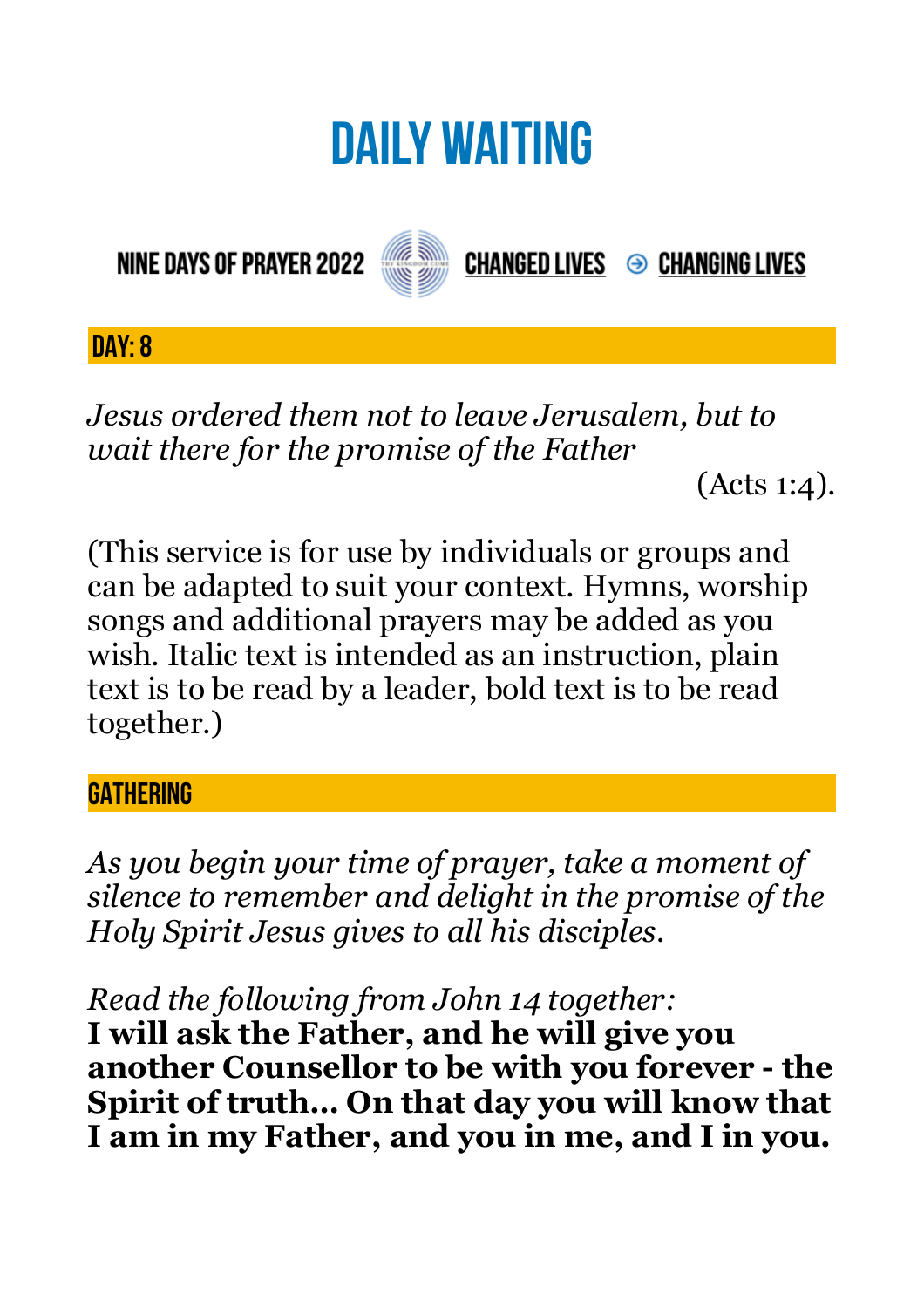# DAILY WAITING

NINE DAYS OF PRAYER 2022 CHANGED LIVES ⊝ CHANGING LIVES

## DAY: 8

*Jesus ordered them not to leave Jerusalem, but to wait there for the promise of the Father*

(Acts 1:4).

(This service is for use by individuals or groups and can be adapted to suit your context. Hymns, worship songs and additional prayers may be added as you wish. Italic text is intended as an instruction, plain text is to be read by a leader, bold text is to be read together.)

## GATHERING

*As you begin your time of prayer, take a moment of silence to remember and delight in the promise of the Holy Spirit Jesus gives to all his disciples.*

*Read the following from John 14 together:*

**I will ask the Father, and he will give you another Counsellor to be with you forever - the Spirit of truth… On that day you will know that I am in my Father, and you in me, and I in you.**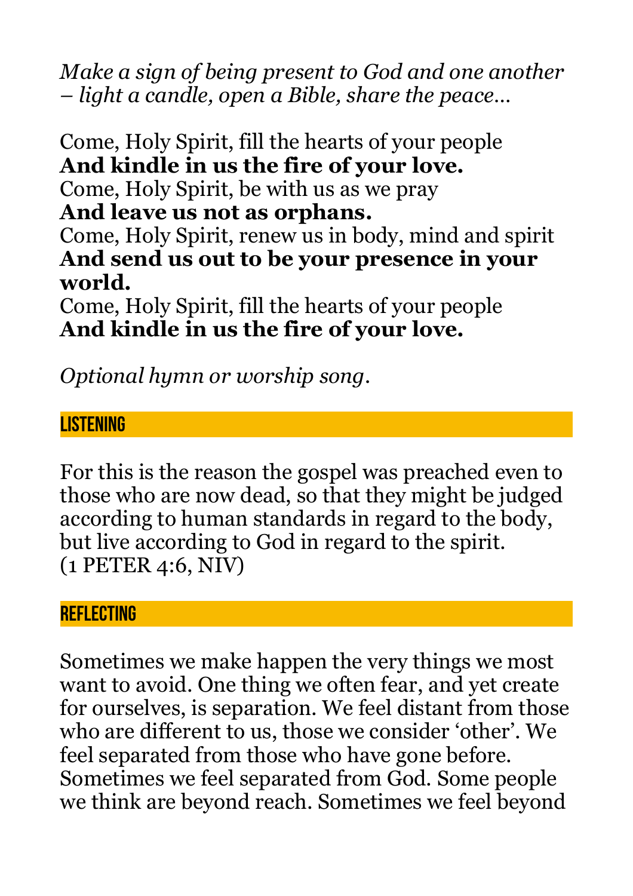*Make a sign of being present to God and one another – light a candle, open a Bible, share the peace…*

Come, Holy Spirit, fill the hearts of your people
**And kindle in us the fire of your love.**
Come, Holy Spirit, be with us as we pray
**And leave us not as orphans.**
Come, Holy Spirit, renew us in body, mind and spirit
**And send us out to be your presence in your world.**
Come, Holy Spirit, fill the hearts of your people
**And kindle in us the fire of your love.**

*Optional hymn or worship song*.

## LISTENING

For this is the reason the gospel was preached even to those who are now dead, so that they might be judged according to human standards in regard to the body, but live according to God in regard to the spirit.
(1 PETER 4:6, NIV)

## REFLECTING

Sometimes we make happen the very things we most want to avoid. One thing we often fear, and yet create for ourselves, is separation. We feel distant from those who are different to us, those we consider 'other'. We feel separated from those who have gone before. Sometimes we feel separated from God. Some people we think are beyond reach. Sometimes we feel beyond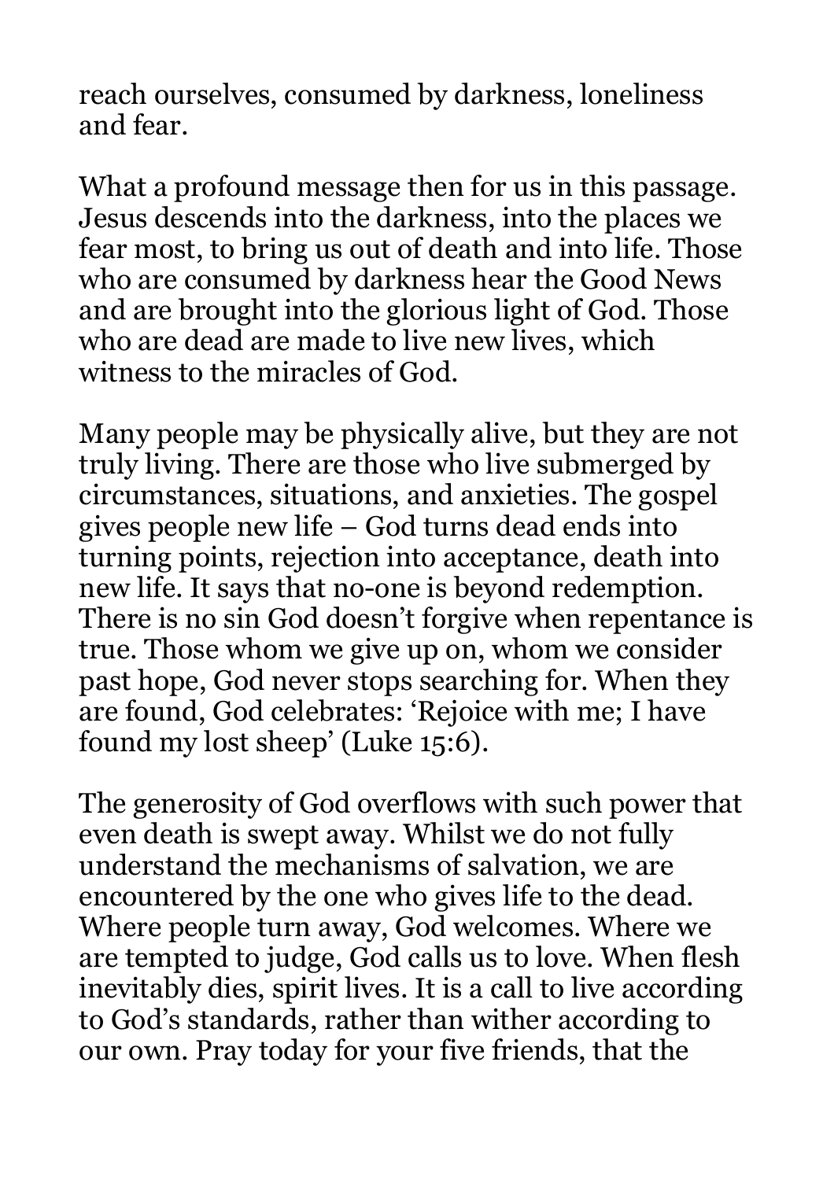reach ourselves, consumed by darkness, loneliness and fear.

What a profound message then for us in this passage. Jesus descends into the darkness, into the places we fear most, to bring us out of death and into life. Those who are consumed by darkness hear the Good News and are brought into the glorious light of God. Those who are dead are made to live new lives, which witness to the miracles of God.

Many people may be physically alive, but they are not truly living. There are those who live submerged by circumstances, situations, and anxieties. The gospel gives people new life – God turns dead ends into turning points, rejection into acceptance, death into new life. It says that no-one is beyond redemption. There is no sin God doesn't forgive when repentance is true. Those whom we give up on, whom we consider past hope, God never stops searching for. When they are found, God celebrates: 'Rejoice with me; I have found my lost sheep' (Luke 15:6).

The generosity of God overflows with such power that even death is swept away. Whilst we do not fully understand the mechanisms of salvation, we are encountered by the one who gives life to the dead. Where people turn away, God welcomes. Where we are tempted to judge, God calls us to love. When flesh inevitably dies, spirit lives. It is a call to live according to God's standards, rather than wither according to our own. Pray today for your five friends, that the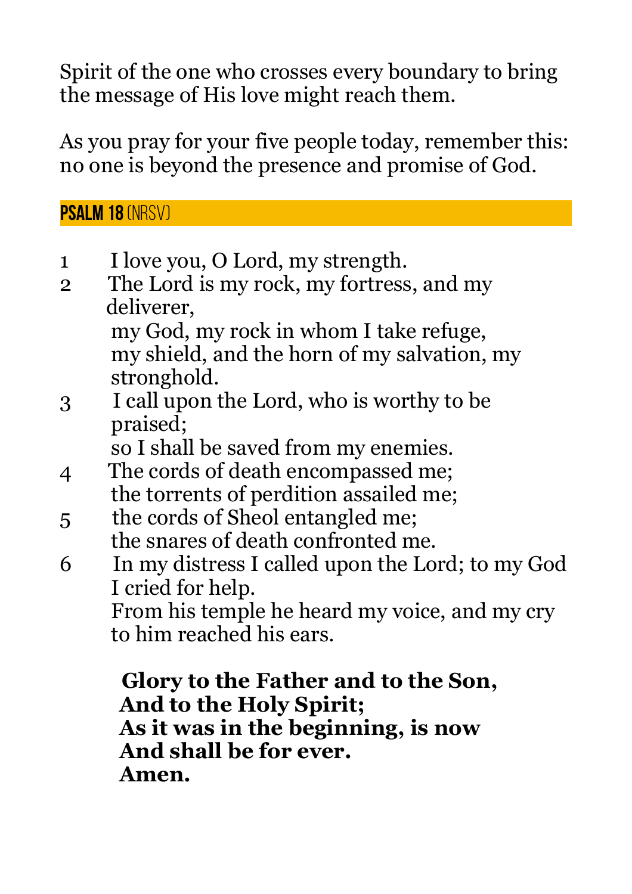Spirit of the one who crosses every boundary to bring the message of His love might reach them.

As you pray for your five people today, remember this: no one is beyond the presence and promise of God.

## PSALM 18 (NRSV)

1 I love you, O Lord, my strength.

2 The Lord is my rock, my fortress, and my deliverer,
my God, my rock in whom I take refuge,
my shield, and the horn of my salvation, my stronghold.

3 I call upon the Lord, who is worthy to be praised;
so I shall be saved from my enemies.

4 The cords of death encompassed me;
the torrents of perdition assailed me;

5 the cords of Sheol entangled me;
the snares of death confronted me.

6 In my distress I called upon the Lord; to my God I cried for help.
From his temple he heard my voice, and my cry to him reached his ears.

**Glory to the Father and to the Son,**
**And to the Holy Spirit;**
**As it was in the beginning, is now**
**And shall be for ever.**
**Amen.**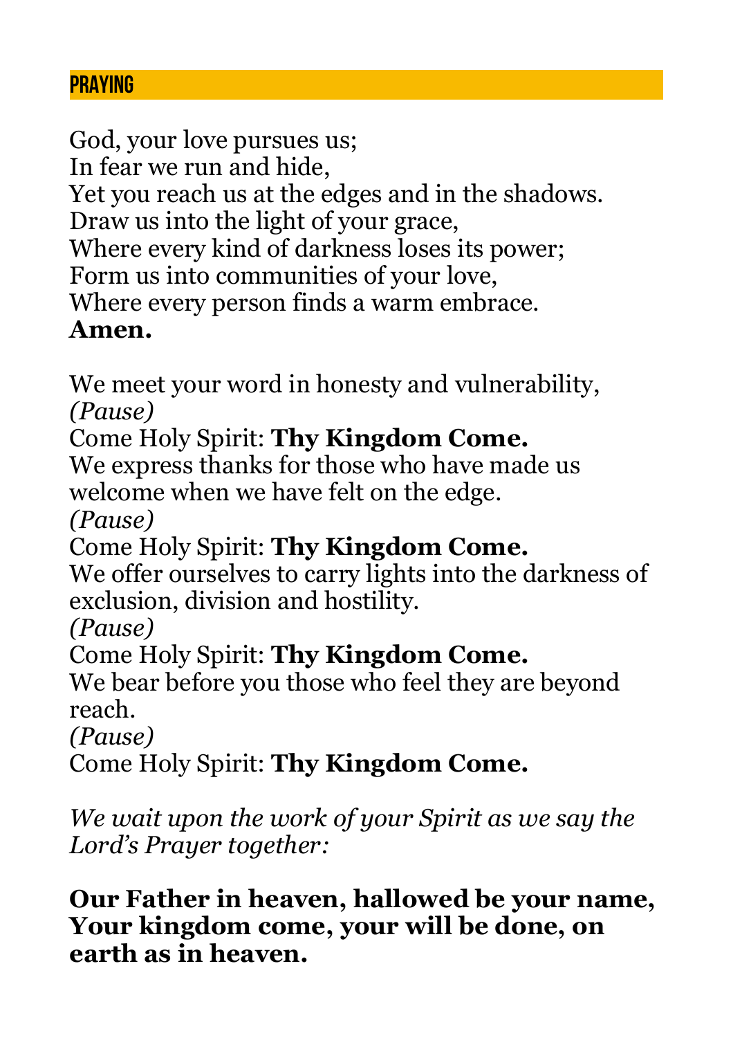## PRAYING

God, your love pursues us;
In fear we run and hide,
Yet you reach us at the edges and in the shadows.
Draw us into the light of your grace,
Where every kind of darkness loses its power;
Form us into communities of your love,
Where every person finds a warm embrace.
**Amen.**

We meet your word in honesty and vulnerability,
*(Pause)*
Come Holy Spirit: **Thy Kingdom Come.**
We express thanks for those who have made us welcome when we have felt on the edge.
*(Pause)*
Come Holy Spirit: **Thy Kingdom Come.**
We offer ourselves to carry lights into the darkness of exclusion, division and hostility.
*(Pause)*
Come Holy Spirit: **Thy Kingdom Come.**
We bear before you those who feel they are beyond reach.
*(Pause)*
Come Holy Spirit: **Thy Kingdom Come.**

*We wait upon the work of your Spirit as we say the Lord's Prayer together:*

**Our Father in heaven, hallowed be your name, Your kingdom come, your will be done, on earth as in heaven.**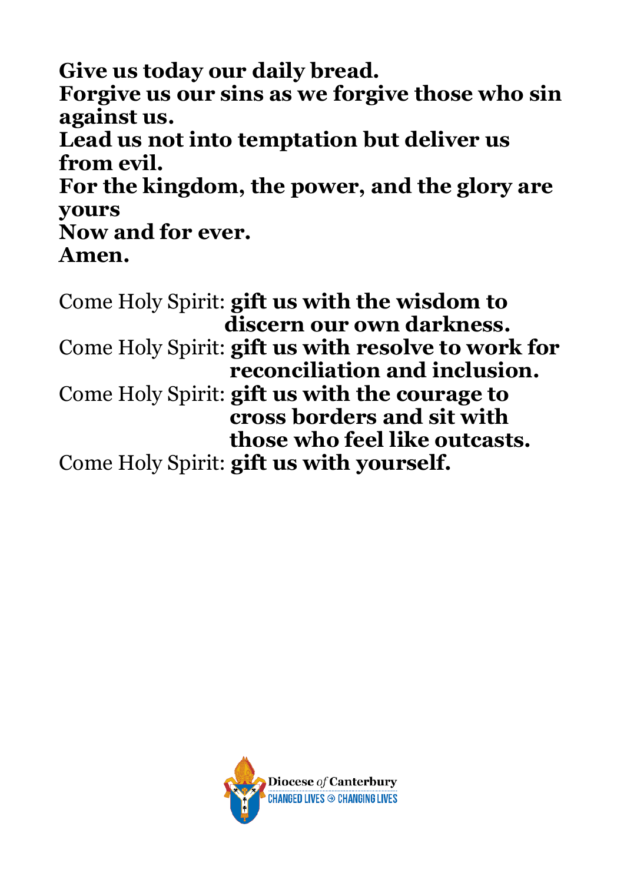**Give us today our daily bread.**
**Forgive us our sins as we forgive those who sin against us.**
**Lead us not into temptation but deliver us from evil.**
**For the kingdom, the power, and the glory are yours**
**Now and for ever.**
**Amen.**

Come Holy Spirit: **gift us with the wisdom to discern our own darkness.**
Come Holy Spirit: **gift us with resolve to work for reconciliation and inclusion.**
Come Holy Spirit: **gift us with the courage to cross borders and sit with those who feel like outcasts.**
Come Holy Spirit: **gift us with yourself.**

Diocese *of* Canterbury
CHANGED LIVES → CHANGING LIVES